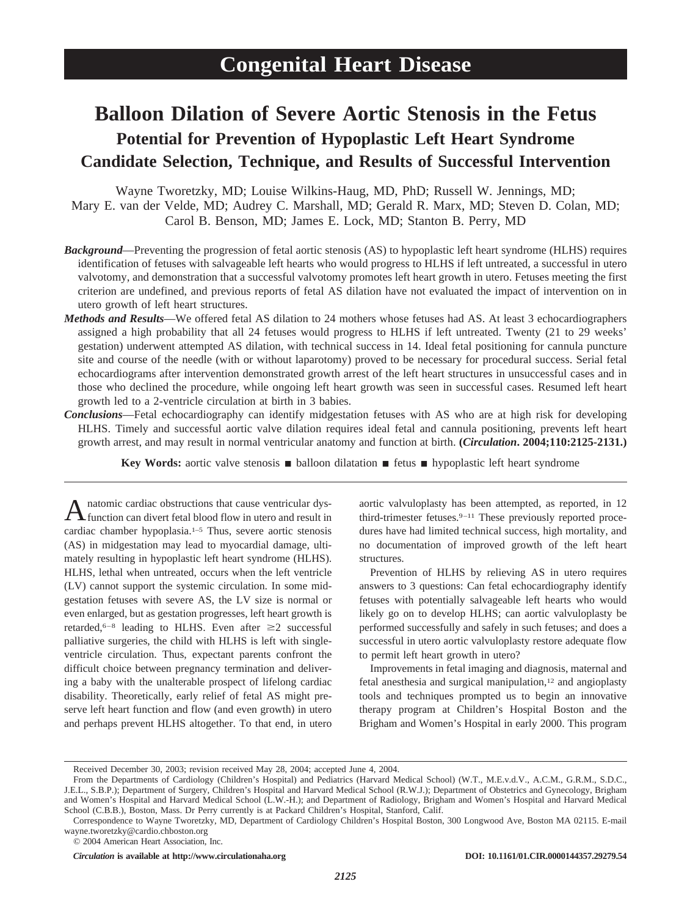# Congenital Heart Disease

# Balloon Dilation of Severe Aortic Stenosis in the Fetus

## Potential for Prevention of Hypoplastic Left Heart Syndrome

## Candidate Selection, Technique, and Results of Successful Intervention

Wayne Tworetzky, MD; Louise Wilkins-Haug, MD, PhD; Russell W. Jennings, MD; Mary E. van der Velde, MD; Audrey C. Marshall, MD; Gerald R. Marx, MD; Steven D. Colan, MD; Carol B. Benson, MD; James E. Lock, MD; Stanton B. Perry, MD

***Background*****—**Preventing the progression of fetal aortic stenosis (AS) to hypoplastic left heart syndrome (HLHS) requires identification of fetuses with salvageable left hearts who would progress to HLHS if left untreated, a successful in utero valvotomy, and demonstration that a successful valvotomy promotes left heart growth in utero. Fetuses meeting the first criterion are undefined, and previous reports of fetal AS dilation have not evaluated the impact of intervention on in utero growth of left heart structures.

***Methods and Results*****—**We offered fetal AS dilation to 24 mothers whose fetuses had AS. At least 3 echocardiographers assigned a high probability that all 24 fetuses would progress to HLHS if left untreated. Twenty (21 to 29 weeks' gestation) underwent attempted AS dilation, with technical success in 14. Ideal fetal positioning for cannula puncture site and course of the needle (with or without laparotomy) proved to be necessary for procedural success. Serial fetal echocardiograms after intervention demonstrated growth arrest of the left heart structures in unsuccessful cases and in those who declined the procedure, while ongoing left heart growth was seen in successful cases. Resumed left heart growth led to a 2-ventricle circulation at birth in 3 babies.

***Conclusions*****—**Fetal echocardiography can identify midgestation fetuses with AS who are at high risk for developing HLHS. Timely and successful aortic valve dilation requires ideal fetal and cannula positioning, prevents left heart growth arrest, and may result in normal ventricular anatomy and function at birth. **(*Circulation*. 2004;110:2125-2131.)**

**Key Words:** aortic valve stenosis ■ balloon dilatation ■ fetus ■ hypoplastic left heart syndrome

Anatomic cardiac obstructions that cause ventricular dysfunction can divert fetal blood flow in utero and result in cardiac chamber hypoplasia.[1–5] Thus, severe aortic stenosis (AS) in midgestation may lead to myocardial damage, ultimately resulting in hypoplastic left heart syndrome (HLHS). HLHS, lethal when untreated, occurs when the left ventricle (LV) cannot support the systemic circulation. In some midgestation fetuses with severe AS, the LV size is normal or even enlarged, but as gestation progresses, left heart growth is retarded,[6–8] leading to HLHS. Even after ≥2 successful palliative surgeries, the child with HLHS is left with single-ventricle circulation. Thus, expectant parents confront the difficult choice between pregnancy termination and delivering a baby with the unalterable prospect of lifelong cardiac disability. Theoretically, early relief of fetal AS might preserve left heart function and flow (and even growth) in utero and perhaps prevent HLHS altogether. To that end, in utero aortic valvuloplasty has been attempted, as reported, in 12 third-trimester fetuses.[9–11] These previously reported procedures have had limited technical success, high mortality, and no documentation of improved growth of the left heart structures.

Prevention of HLHS by relieving AS in utero requires answers to 3 questions: Can fetal echocardiography identify fetuses with potentially salvageable left hearts who would likely go on to develop HLHS; can aortic valvuloplasty be performed successfully and safely in such fetuses; and does a successful in utero aortic valvuloplasty restore adequate flow to permit left heart growth in utero?

Improvements in fetal imaging and diagnosis, maternal and fetal anesthesia and surgical manipulation,[12] and angioplasty tools and techniques prompted us to begin an innovative therapy program at Children's Hospital Boston and the Brigham and Women's Hospital in early 2000. This program

---

Received December 30, 2003; revision received May 28, 2004; accepted June 4, 2004.

From the Departments of Cardiology (Children's Hospital) and Pediatrics (Harvard Medical School) (W.T., M.E.v.d.V., A.C.M., G.R.M., S.D.C., J.E.L., S.B.P.); Department of Surgery, Children's Hospital and Harvard Medical School (R.W.J.); Department of Obstetrics and Gynecology, Brigham and Women's Hospital and Harvard Medical School (L.W.-H.); and Department of Radiology, Brigham and Women's Hospital and Harvard Medical School (C.B.B.), Boston, Mass. Dr Perry currently is at Packard Children's Hospital, Stanford, Calif.

Correspondence to Wayne Tworetzky, MD, Department of Cardiology Children's Hospital Boston, 300 Longwood Ave, Boston MA 02115. E-mail wayne.tworetzky@cardio.chboston.org

© 2004 American Heart Association, Inc.

*Circulation* **is available at http://www.circulationaha.org** **DOI: 10.1161/01.CIR.0000144357.29279.54**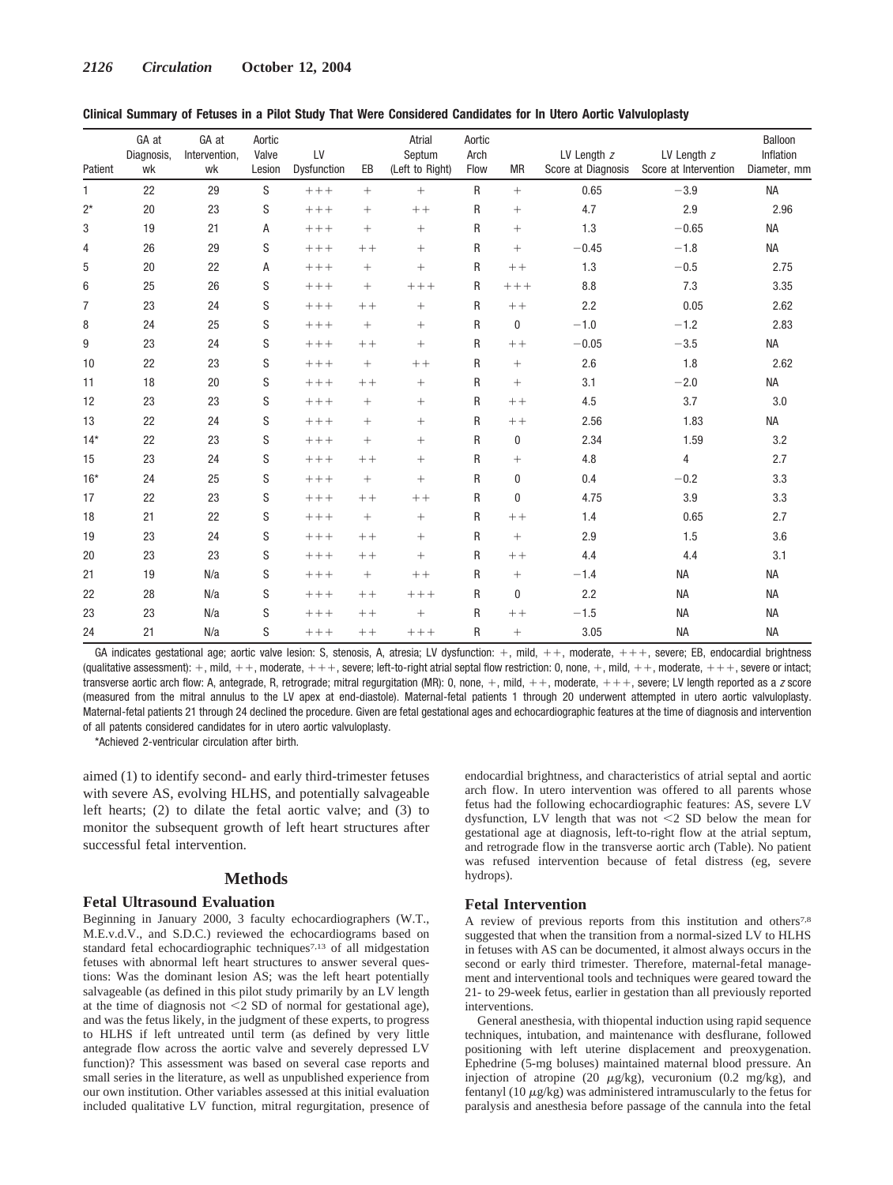**Clinical Summary of Fetuses in a Pilot Study That Were Considered Candidates for In Utero Aortic Valvuloplasty**

| Patient | GA at Diagnosis, wk | GA at Intervention, wk | Aortic Valve Lesion | LV Dysfunction | EB | Atrial Septum (Left to Right) | Aortic Arch Flow | MR | LV Length *z* Score at Diagnosis | LV Length *z* Score at Intervention | Balloon Inflation Diameter, mm |
|---|---|---|---|---|---|---|---|---|---|---|---|
| 1 | 22 | 29 | S | +++ | + | + | R | + | 0.65 | −3.9 | NA |
| 2* | 20 | 23 | S | +++ | + | ++ | R | + | 4.7 | 2.9 | 2.96 |
| 3 | 19 | 21 | A | +++ | + | + | R | + | 1.3 | −0.65 | NA |
| 4 | 26 | 29 | S | +++ | ++ | + | R | + | −0.45 | −1.8 | NA |
| 5 | 20 | 22 | A | +++ | + | + | R | ++ | 1.3 | −0.5 | 2.75 |
| 6 | 25 | 26 | S | +++ | + | +++ | R | +++ | 8.8 | 7.3 | 3.35 |
| 7 | 23 | 24 | S | +++ | ++ | + | R | ++ | 2.2 | 0.05 | 2.62 |
| 8 | 24 | 25 | S | +++ | + | + | R | 0 | −1.0 | −1.2 | 2.83 |
| 9 | 23 | 24 | S | +++ | ++ | + | R | ++ | −0.05 | −3.5 | NA |
| 10 | 22 | 23 | S | +++ | + | ++ | R | + | 2.6 | 1.8 | 2.62 |
| 11 | 18 | 20 | S | +++ | ++ | + | R | + | 3.1 | −2.0 | NA |
| 12 | 23 | 23 | S | +++ | + | + | R | ++ | 4.5 | 3.7 | 3.0 |
| 13 | 22 | 24 | S | +++ | + | + | R | ++ | 2.56 | 1.83 | NA |
| 14* | 22 | 23 | S | +++ | + | + | R | 0 | 2.34 | 1.59 | 3.2 |
| 15 | 23 | 24 | S | +++ | ++ | + | R | + | 4.8 | 4 | 2.7 |
| 16* | 24 | 25 | S | +++ | + | + | R | 0 | 0.4 | −0.2 | 3.3 |
| 17 | 22 | 23 | S | +++ | ++ | ++ | R | 0 | 4.75 | 3.9 | 3.3 |
| 18 | 21 | 22 | S | +++ | + | + | R | ++ | 1.4 | 0.65 | 2.7 |
| 19 | 23 | 24 | S | +++ | ++ | + | R | + | 2.9 | 1.5 | 3.6 |
| 20 | 23 | 23 | S | +++ | ++ | + | R | ++ | 4.4 | 4.4 | 3.1 |
| 21 | 19 | N/a | S | +++ | + | ++ | R | + | −1.4 | NA | NA |
| 22 | 28 | N/a | S | +++ | ++ | +++ | R | 0 | 2.2 | NA | NA |
| 23 | 23 | N/a | S | +++ | ++ | + | R | ++ | −1.5 | NA | NA |
| 24 | 21 | N/a | S | +++ | ++ | +++ | R | + | 3.05 | NA | NA |

GA indicates gestational age; aortic valve lesion: S, stenosis, A, atresia; LV dysfunction: +, mild, ++, moderate, +++, severe; EB, endocardial brightness (qualitative assessment): +, mild, ++, moderate, +++, severe; left-to-right atrial septal flow restriction: 0, none, +, mild, ++, moderate, +++, severe or intact; transverse aortic arch flow: A, antegrade, R, retrograde; mitral regurgitation (MR): 0, none, +, mild, ++, moderate, +++, severe; LV length reported as a *z* score (measured from the mitral annulus to the LV apex at end-diastole). Maternal-fetal patients 1 through 20 underwent attempted in utero aortic valvuloplasty. Maternal-fetal patients 21 through 24 declined the procedure. Given are fetal gestational ages and echocardiographic features at the time of diagnosis and intervention of all patents considered candidates for in utero aortic valvuloplasty.

*Achieved 2-ventricular circulation after birth.

aimed (1) to identify second- and early third-trimester fetuses with severe AS, evolving HLHS, and potentially salvageable left hearts; (2) to dilate the fetal aortic valve; and (3) to monitor the subsequent growth of left heart structures after successful fetal intervention.

## Methods

### Fetal Ultrasound Evaluation

Beginning in January 2000, 3 faculty echocardiographers (W.T., M.E.v.d.V., and S.D.C.) reviewed the echocardiograms based on standard fetal echocardiographic techniques[7,13] of all midgestation fetuses with abnormal left heart structures to answer several questions: Was the dominant lesion AS; was the left heart potentially salvageable (as defined in this pilot study primarily by an LV length at the time of diagnosis not <2 SD of normal for gestational age), and was the fetus likely, in the judgment of these experts, to progress to HLHS if left untreated until term (as defined by very little antegrade flow across the aortic valve and severely depressed LV function)? This assessment was based on several case reports and small series in the literature, as well as unpublished experience from our own institution. Other variables assessed at this initial evaluation included qualitative LV function, mitral regurgitation, presence of endocardial brightness, and characteristics of atrial septal and aortic arch flow. In utero intervention was offered to all parents whose fetus had the following echocardiographic features: AS, severe LV dysfunction, LV length that was not <2 SD below the mean for gestational age at diagnosis, left-to-right flow at the atrial septum, and retrograde flow in the transverse aortic arch (Table). No patient was refused intervention because of fetal distress (eg, severe hydrops).

### Fetal Intervention

A review of previous reports from this institution and others[7,8] suggested that when the transition from a normal-sized LV to HLHS in fetuses with AS can be documented, it almost always occurs in the second or early third trimester. Therefore, maternal-fetal management and interventional tools and techniques were geared toward the 21- to 29-week fetus, earlier in gestation than all previously reported interventions.

General anesthesia, with thiopental induction using rapid sequence techniques, intubation, and maintenance with desflurane, followed positioning with left uterine displacement and preoxygenation. Ephedrine (5-mg boluses) maintained maternal blood pressure. An injection of atropine (20 $\mu$g/kg), vecuronium (0.2 mg/kg), and fentanyl (10 $\mu$g/kg) was administered intramuscularly to the fetus for paralysis and anesthesia before passage of the cannula into the fetal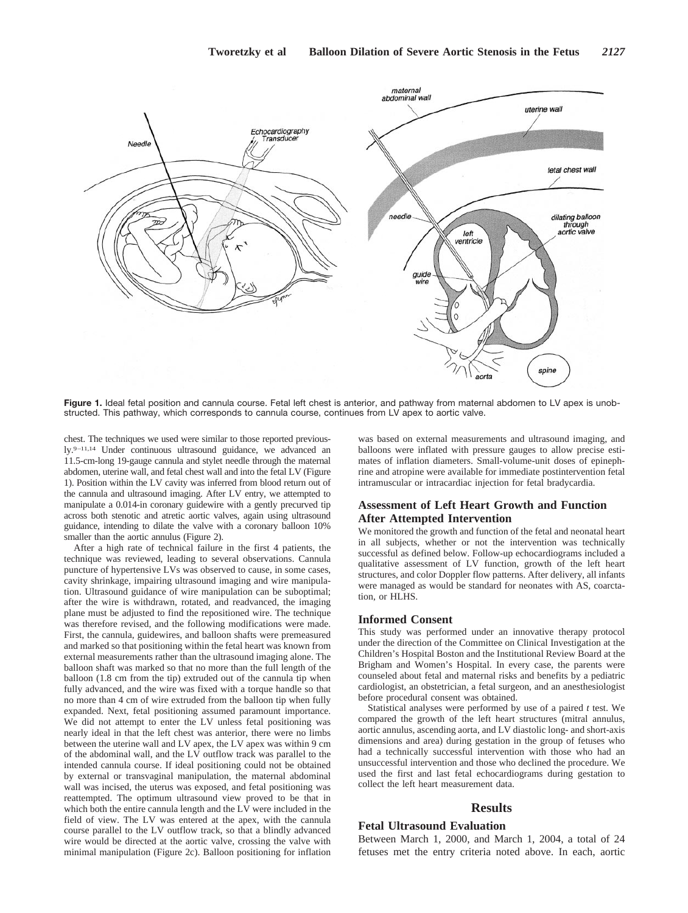**Figure 1.** Ideal fetal position and cannula course. Fetal left chest is anterior, and pathway from maternal abdomen to LV apex is unobstructed. This pathway, which corresponds to cannula course, continues from LV apex to aortic valve.

chest. The techniques we used were similar to those reported previously.[9–11,14] Under continuous ultrasound guidance, we advanced an 11.5-cm-long 19-gauge cannula and stylet needle through the maternal abdomen, uterine wall, and fetal chest wall and into the fetal LV (Figure 1). Position within the LV cavity was inferred from blood return out of the cannula and ultrasound imaging. After LV entry, we attempted to manipulate a 0.014-in coronary guidewire with a gently precurved tip across both stenotic and atretic aortic valves, again using ultrasound guidance, intending to dilate the valve with a coronary balloon 10% smaller than the aortic annulus (Figure 2).

After a high rate of technical failure in the first 4 patients, the technique was reviewed, leading to several observations. Cannula puncture of hypertensive LVs was observed to cause, in some cases, cavity shrinkage, impairing ultrasound imaging and wire manipulation. Ultrasound guidance of wire manipulation can be suboptimal; after the wire is withdrawn, rotated, and readvanced, the imaging plane must be adjusted to find the repositioned wire. The technique was therefore revised, and the following modifications were made. First, the cannula, guidewires, and balloon shafts were premeasured and marked so that positioning within the fetal heart was known from external measurements rather than the ultrasound imaging alone. The balloon shaft was marked so that no more than the full length of the balloon (1.8 cm from the tip) extruded out of the cannula tip when fully advanced, and the wire was fixed with a torque handle so that no more than 4 cm of wire extruded from the balloon tip when fully expanded. Next, fetal positioning assumed paramount importance. We did not attempt to enter the LV unless fetal positioning was nearly ideal in that the left chest was anterior, there were no limbs between the uterine wall and LV apex, the LV apex was within 9 cm of the abdominal wall, and the LV outflow track was parallel to the intended cannula course. If ideal positioning could not be obtained by external or transvaginal manipulation, the maternal abdominal wall was incised, the uterus was exposed, and fetal positioning was reattempted. The optimum ultrasound view proved to be that in which both the entire cannula length and the LV were included in the field of view. The LV was entered at the apex, with the cannula course parallel to the LV outflow track, so that a blindly advanced wire would be directed at the aortic valve, crossing the valve with minimal manipulation (Figure 2c). Balloon positioning for inflation was based on external measurements and ultrasound imaging, and balloons were inflated with pressure gauges to allow precise estimates of inflation diameters. Small-volume-unit doses of epinephrine and atropine were available for immediate postintervention fetal intramuscular or intracardiac injection for fetal bradycardia.

### Assessment of Left Heart Growth and Function After Attempted Intervention

We monitored the growth and function of the fetal and neonatal heart in all subjects, whether or not the intervention was technically successful as defined below. Follow-up echocardiograms included a qualitative assessment of LV function, growth of the left heart structures, and color Doppler flow patterns. After delivery, all infants were managed as would be standard for neonates with AS, coarctation, or HLHS.

### Informed Consent

This study was performed under an innovative therapy protocol under the direction of the Committee on Clinical Investigation at the Children's Hospital Boston and the Institutional Review Board at the Brigham and Women's Hospital. In every case, the parents were counseled about fetal and maternal risks and benefits by a pediatric cardiologist, an obstetrician, a fetal surgeon, and an anesthesiologist before procedural consent was obtained.

Statistical analyses were performed by use of a paired $t$ test. We compared the growth of the left heart structures (mitral annulus, aortic annulus, ascending aorta, and LV diastolic long- and short-axis dimensions and area) during gestation in the group of fetuses who had a technically successful intervention with those who had an unsuccessful intervention and those who declined the procedure. We used the first and last fetal echocardiograms during gestation to collect the left heart measurement data.

## Results

### Fetal Ultrasound Evaluation

Between March 1, 2000, and March 1, 2004, a total of 24 fetuses met the entry criteria noted above. In each, aortic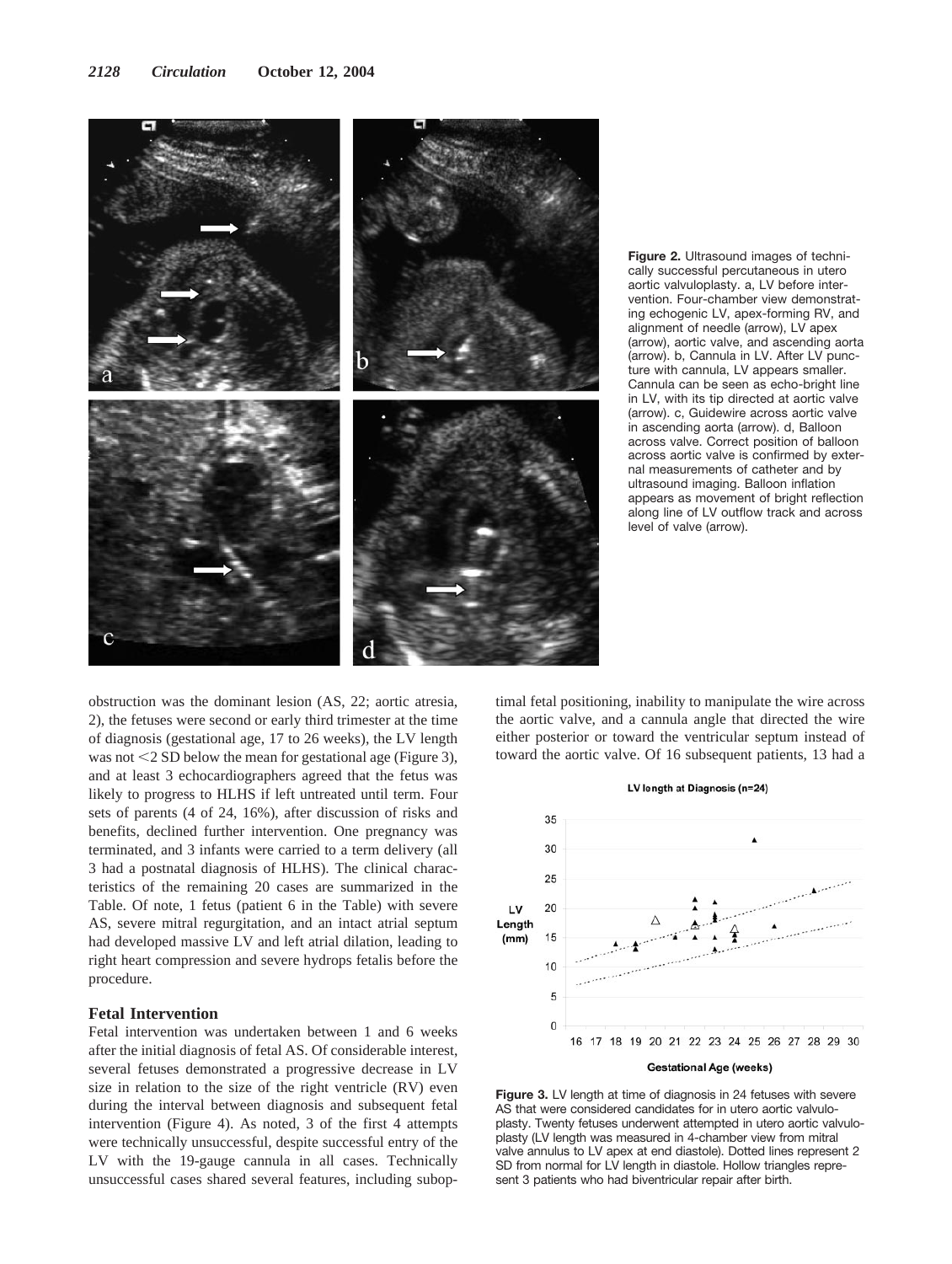Figure 2. Ultrasound images of technically successful percutaneous in utero aortic valvuloplasty. a, LV before intervention. Four-chamber view demonstrating echogenic LV, apex-forming RV, and alignment of needle (arrow), LV apex (arrow), aortic valve, and ascending aorta (arrow). b, Cannula in LV. After LV puncture with cannula, LV appears smaller. Cannula can be seen as echo-bright line in LV, with its tip directed at aortic valve (arrow). c, Guidewire across aortic valve in ascending aorta (arrow). d, Balloon across valve. Correct position of balloon across aortic valve is confirmed by external measurements of catheter and by ultrasound imaging. Balloon inflation appears as movement of bright reflection along line of LV outflow track and across level of valve (arrow).

obstruction was the dominant lesion (AS, 22; aortic atresia, 2), the fetuses were second or early third trimester at the time of diagnosis (gestational age, 17 to 26 weeks), the LV length was not <2 SD below the mean for gestational age (Figure 3), and at least 3 echocardiographers agreed that the fetus was likely to progress to HLHS if left untreated until term. Four sets of parents (4 of 24, 16%), after discussion of risks and benefits, declined further intervention. One pregnancy was terminated, and 3 infants were carried to a term delivery (all 3 had a postnatal diagnosis of HLHS). The clinical characteristics of the remaining 20 cases are summarized in the Table. Of note, 1 fetus (patient 6 in the Table) with severe AS, severe mitral regurgitation, and an intact atrial septum had developed massive LV and left atrial dilation, leading to right heart compression and severe hydrops fetalis before the procedure.

## Fetal Intervention

Fetal intervention was undertaken between 1 and 6 weeks after the initial diagnosis of fetal AS. Of considerable interest, several fetuses demonstrated a progressive decrease in LV size in relation to the size of the right ventricle (RV) even during the interval between diagnosis and subsequent fetal intervention (Figure 4). As noted, 3 of the first 4 attempts were technically unsuccessful, despite successful entry of the LV with the 19-gauge cannula in all cases. Technically unsuccessful cases shared several features, including suboptimal fetal positioning, inability to manipulate the wire across the aortic valve, and a cannula angle that directed the wire either posterior or toward the ventricular septum instead of toward the aortic valve. Of 16 subsequent patients, 13 had a

Figure 3. LV length at time of diagnosis in 24 fetuses with severe AS that were considered candidates for in utero aortic valvuloplasty. Twenty fetuses underwent attempted in utero aortic valvuloplasty (LV length was measured in 4-chamber view from mitral valve annulus to LV apex at end diastole). Dotted lines represent 2 SD from normal for LV length in diastole. Hollow triangles represent 3 patients who had biventricular repair after birth.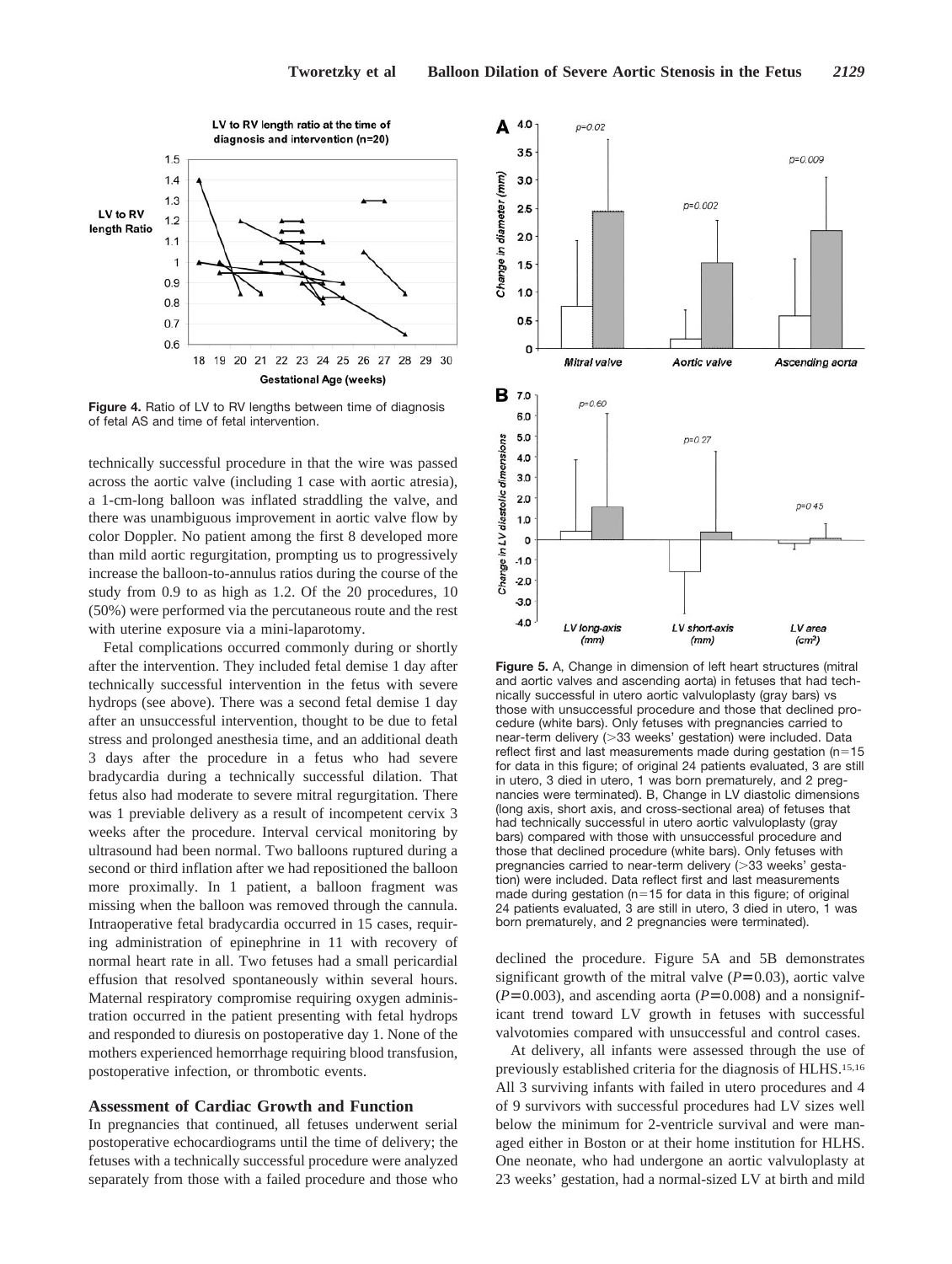**Figure 4.** Ratio of LV to RV lengths between time of diagnosis of fetal AS and time of fetal intervention.

technically successful procedure in that the wire was passed across the aortic valve (including 1 case with aortic atresia), a 1-cm-long balloon was inflated straddling the valve, and there was unambiguous improvement in aortic valve flow by color Doppler. No patient among the first 8 developed more than mild aortic regurgitation, prompting us to progressively increase the balloon-to-annulus ratios during the course of the study from 0.9 to as high as 1.2. Of the 20 procedures, 10 (50%) were performed via the percutaneous route and the rest with uterine exposure via a mini-laparotomy.

Fetal complications occurred commonly during or shortly after the intervention. They included fetal demise 1 day after technically successful intervention in the fetus with severe hydrops (see above). There was a second fetal demise 1 day after an unsuccessful intervention, thought to be due to fetal stress and prolonged anesthesia time, and an additional death 3 days after the procedure in a fetus who had severe bradycardia during a technically successful dilation. That fetus also had moderate to severe mitral regurgitation. There was 1 previable delivery as a result of incompetent cervix 3 weeks after the procedure. Interval cervical monitoring by ultrasound had been normal. Two balloons ruptured during a second or third inflation after we had repositioned the balloon more proximally. In 1 patient, a balloon fragment was missing when the balloon was removed through the cannula. Intraoperative fetal bradycardia occurred in 15 cases, requiring administration of epinephrine in 11 with recovery of normal heart rate in all. Two fetuses had a small pericardial effusion that resolved spontaneously within several hours. Maternal respiratory compromise requiring oxygen administration occurred in the patient presenting with fetal hydrops and responded to diuresis on postoperative day 1. None of the mothers experienced hemorrhage requiring blood transfusion, postoperative infection, or thrombotic events.

### Assessment of Cardiac Growth and Function

In pregnancies that continued, all fetuses underwent serial postoperative echocardiograms until the time of delivery; the fetuses with a technically successful procedure were analyzed separately from those with a failed procedure and those who declined the procedure. Figure 5A and 5B demonstrates significant growth of the mitral valve ($P=0.03$), aortic valve ($P=0.003$), and ascending aorta ($P=0.008$) and a nonsignificant trend toward LV growth in fetuses with successful valvotomies compared with unsuccessful and control cases.

**Figure 5.** A, Change in dimension of left heart structures (mitral and aortic valves and ascending aorta) in fetuses that had technically successful in utero aortic valvuloplasty (gray bars) vs those with unsuccessful procedure and those that declined procedure (white bars). Only fetuses with pregnancies carried to near-term delivery (>33 weeks' gestation) were included. Data reflect first and last measurements made during gestation (n=15 for data in this figure; of original 24 patients evaluated, 3 are still in utero, 3 died in utero, 1 was born prematurely, and 2 pregnancies were terminated). B, Change in LV diastolic dimensions (long axis, short axis, and cross-sectional area) of fetuses that had technically successful in utero aortic valvuloplasty (gray bars) compared with those with unsuccessful procedure and those that declined procedure (white bars). Only fetuses with pregnancies carried to near-term delivery (>33 weeks' gestation) were included. Data reflect first and last measurements made during gestation (n=15 for data in this figure; of original 24 patients evaluated, 3 are still in utero, 3 died in utero, 1 was born prematurely, and 2 pregnancies were terminated).

At delivery, all infants were assessed through the use of previously established criteria for the diagnosis of HLHS.[15,16] All 3 surviving infants with failed in utero procedures and 4 of 9 survivors with successful procedures had LV sizes well below the minimum for 2-ventricle survival and were managed either in Boston or at their home institution for HLHS. One neonate, who had undergone an aortic valvuloplasty at 23 weeks' gestation, had a normal-sized LV at birth and mild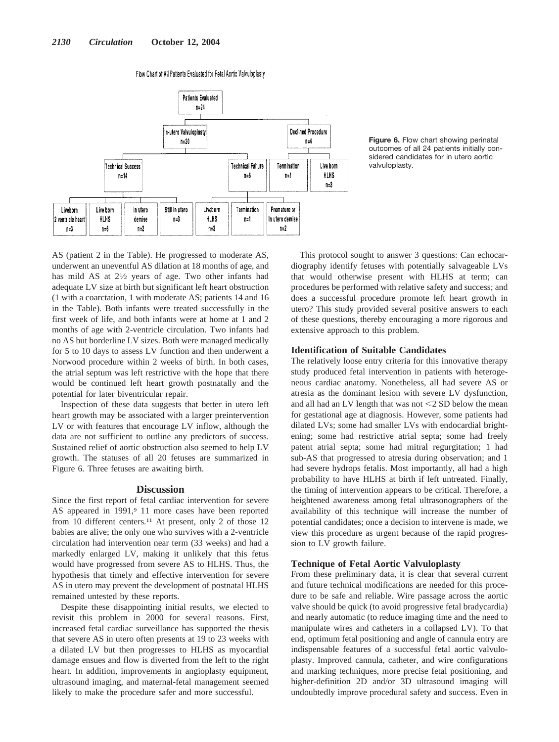**Figure 6.** Flow chart showing perinatal outcomes of all 24 patients initially considered candidates for in utero aortic valvuloplasty.

AS (patient 2 in the Table). He progressed to moderate AS, underwent an uneventful AS dilation at 18 months of age, and has mild AS at 2½ years of age. Two other infants had adequate LV size at birth but significant left heart obstruction (1 with a coarctation, 1 with moderate AS; patients 14 and 16 in the Table). Both infants were treated successfully in the first week of life, and both infants were at home at 1 and 2 months of age with 2-ventricle circulation. Two infants had no AS but borderline LV sizes. Both were managed medically for 5 to 10 days to assess LV function and then underwent a Norwood procedure within 2 weeks of birth. In both cases, the atrial septum was left restrictive with the hope that there would be continued left heart growth postnatally and the potential for later biventricular repair.

Inspection of these data suggests that better in utero left heart growth may be associated with a larger preintervention LV or with features that encourage LV inflow, although the data are not sufficient to outline any predictors of success. Sustained relief of aortic obstruction also seemed to help LV growth. The statuses of all 20 fetuses are summarized in Figure 6. Three fetuses are awaiting birth.

## Discussion

Since the first report of fetal cardiac intervention for severe AS appeared in 1991,[9] 11 more cases have been reported from 10 different centers.[11] At present, only 2 of those 12 babies are alive; the only one who survives with a 2-ventricle circulation had intervention near term (33 weeks) and had a markedly enlarged LV, making it unlikely that this fetus would have progressed from severe AS to HLHS. Thus, the hypothesis that timely and effective intervention for severe AS in utero may prevent the development of postnatal HLHS remained untested by these reports.

Despite these disappointing initial results, we elected to revisit this problem in 2000 for several reasons. First, increased fetal cardiac surveillance has supported the thesis that severe AS in utero often presents at 19 to 23 weeks with a dilated LV but then progresses to HLHS as myocardial damage ensues and flow is diverted from the left to the right heart. In addition, improvements in angioplasty equipment, ultrasound imaging, and maternal-fetal management seemed likely to make the procedure safer and more successful.

This protocol sought to answer 3 questions: Can echocardiography identify fetuses with potentially salvageable LVs that would otherwise present with HLHS at term; can procedures be performed with relative safety and success; and does a successful procedure promote left heart growth in utero? This study provided several positive answers to each of these questions, thereby encouraging a more rigorous and extensive approach to this problem.

### Identification of Suitable Candidates

The relatively loose entry criteria for this innovative therapy study produced fetal intervention in patients with heterogeneous cardiac anatomy. Nonetheless, all had severe AS or atresia as the dominant lesion with severe LV dysfunction, and all had an LV length that was not <2 SD below the mean for gestational age at diagnosis. However, some patients had dilated LVs; some had smaller LVs with endocardial brightening; some had restrictive atrial septa; some had freely patent atrial septa; some had mitral regurgitation; 1 had sub-AS that progressed to atresia during observation; and 1 had severe hydrops fetalis. Most importantly, all had a high probability to have HLHS at birth if left untreated. Finally, the timing of intervention appears to be critical. Therefore, a heightened awareness among fetal ultrasonographers of the availability of this technique will increase the number of potential candidates; once a decision to intervene is made, we view this procedure as urgent because of the rapid progression to LV growth failure.

### Technique of Fetal Aortic Valvuloplasty

From these preliminary data, it is clear that several current and future technical modifications are needed for this procedure to be safe and reliable. Wire passage across the aortic valve should be quick (to avoid progressive fetal bradycardia) and nearly automatic (to reduce imaging time and the need to manipulate wires and catheters in a collapsed LV). To that end, optimum fetal positioning and angle of cannula entry are indispensable features of a successful fetal aortic valvuloplasty. Improved cannula, catheter, and wire configurations and marking techniques, more precise fetal positioning, and higher-definition 2D and/or 3D ultrasound imaging will undoubtedly improve procedural safety and success. Even in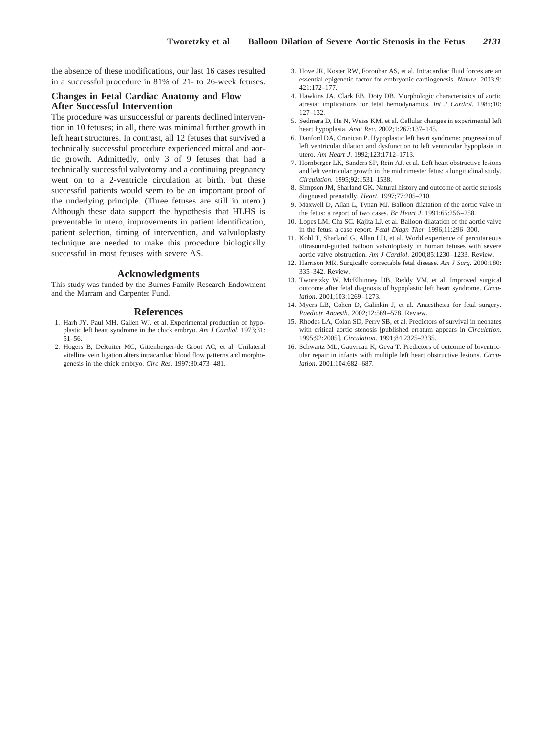the absence of these modifications, our last 16 cases resulted in a successful procedure in 81% of 21- to 26-week fetuses.

### Changes in Fetal Cardiac Anatomy and Flow After Successful Intervention

The procedure was unsuccessful or parents declined intervention in 10 fetuses; in all, there was minimal further growth in left heart structures. In contrast, all 12 fetuses that survived a technically successful procedure experienced mitral and aortic growth. Admittedly, only 3 of 9 fetuses that had a technically successful valvotomy and a continuing pregnancy went on to a 2-ventricle circulation at birth, but these successful patients would seem to be an important proof of the underlying principle. (Three fetuses are still in utero.) Although these data support the hypothesis that HLHS is preventable in utero, improvements in patient identification, patient selection, timing of intervention, and valvuloplasty technique are needed to make this procedure biologically successful in most fetuses with severe AS.

## Acknowledgments

This study was funded by the Burnes Family Research Endowment and the Marram and Carpenter Fund.

## References

1. Harh JY, Paul MH, Gallen WJ, et al. Experimental production of hypoplastic left heart syndrome in the chick embryo. *Am J Cardiol*. 1973;31:51–56.
2. Hogers B, DeRuiter MC, Gittenberger-de Groot AC, et al. Unilateral vitelline vein ligation alters intracardiac blood flow patterns and morphogenesis in the chick embryo. *Circ Res*. 1997;80:473–481.
3. Hove JR, Koster RW, Forouhar AS, et al. Intracardiac fluid forces are an essential epigenetic factor for embryonic cardiogenesis. *Nature*. 2003;9:421:172–177.
4. Hawkins JA, Clark EB, Doty DB. Morphologic characteristics of aortic atresia: implications for fetal hemodynamics. *Int J Cardiol*. 1986;10:127–132.
5. Sedmera D, Hu N, Weiss KM, et al. Cellular changes in experimental left heart hypoplasia. *Anat Rec*. 2002;1:267:137–145.
6. Danford DA, Cronican P. Hypoplastic left heart syndrome: progression of left ventricular dilation and dysfunction to left ventricular hypoplasia in utero. *Am Heart J*. 1992;123:1712–1713.
7. Hornberger LK, Sanders SP, Rein AJ, et al. Left heart obstructive lesions and left ventricular growth in the midtrimester fetus: a longitudinal study. *Circulation*. 1995;92:1531–1538.
8. Simpson JM, Sharland GK. Natural history and outcome of aortic stenosis diagnosed prenatally. *Heart*. 1997;77:205–210.
9. Maxwell D, Allan L, Tynan MJ. Balloon dilatation of the aortic valve in the fetus: a report of two cases. *Br Heart J*. 1991;65:256–258.
10. Lopes LM, Cha SC, Kajita LJ, et al. Balloon dilatation of the aortic valve in the fetus: a case report. *Fetal Diagn Ther*. 1996;11:296–300.
11. Kohl T, Sharland G, Allan LD, et al. World experience of percutaneous ultrasound-guided balloon valvuloplasty in human fetuses with severe aortic valve obstruction. *Am J Cardiol*. 2000;85:1230–1233. Review.
12. Harrison MR. Surgically correctable fetal disease. *Am J Surg*. 2000;180:335–342. Review.
13. Tworetzky W, McElhinney DB, Reddy VM, et al. Improved surgical outcome after fetal diagnosis of hypoplastic left heart syndrome. *Circulation*. 2001;103:1269–1273.
14. Myers LB, Cohen D, Galinkin J, et al. Anaesthesia for fetal surgery. *Paediatr Anaesth*. 2002;12:569–578. Review.
15. Rhodes LA, Colan SD, Perry SB, et al. Predictors of survival in neonates with critical aortic stenosis [published erratum appears in *Circulation*. 1995;92:2005]. *Circulation*. 1991;84:2325–2335.
16. Schwartz ML, Gauvreau K, Geva T. Predictors of outcome of biventricular repair in infants with multiple left heart obstructive lesions. *Circulation*. 2001;104:682–687.